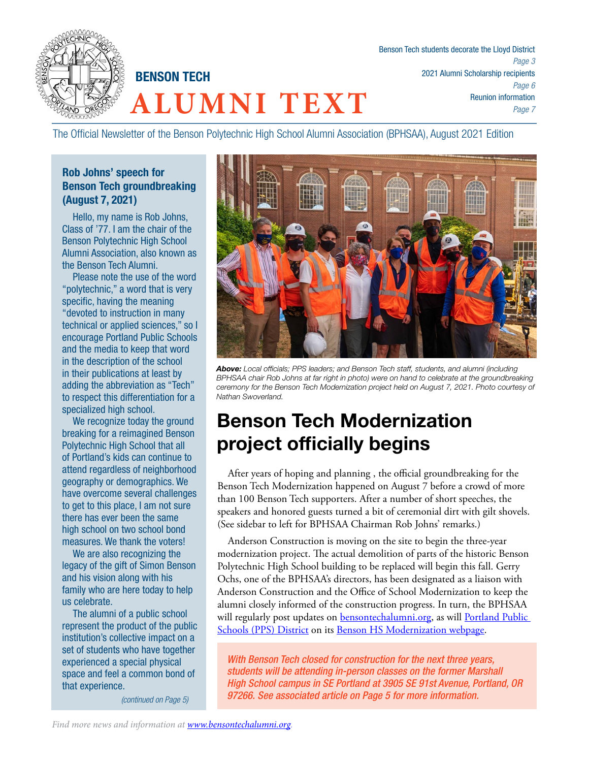# BENSON TECH ALUMNI TEXT

Benson Tech students decorate the Lloyd District *Page 3*

2021 Alumni Scholarship recipients *Page 6*

Reunion information *Page 7*

The Official Newsletter of the Benson Polytechnic High School Alumni Association (BPHSAA), August 2021 Edition

### Rob Johns' speech for Benson Tech groundbreaking (August 7, 2021)

Hello, my name is Rob Johns, Class of '77. I am the chair of the Benson Polytechnic High School Alumni Association, also known as the Benson Tech Alumni.

Please note the use of the word "polytechnic," a word that is very specific, having the meaning "devoted to instruction in many technical or applied sciences," so I encourage Portland Public Schools and the media to keep that word in the description of the school in their publications at least by adding the abbreviation as "Tech" to respect this differentiation for a specialized high school.

We recognize today the ground breaking for a reimagined Benson Polytechnic High School that all of Portland's kids can continue to attend regardless of neighborhood geography or demographics. We have overcome several challenges to get to this place, I am not sure there has ever been the same high school on two school bond measures. We thank the voters!

We are also recognizing the legacy of the gift of Simon Benson and his vision along with his family who are here today to help us celebrate.

The alumni of a public school represent the product of the public institution's collective impact on a set of students who have together experienced a special physical space and feel a common bond of that experience.

*(continued on Page 5)*

***Above:*** *Local officials; PPS leaders; and Benson Tech staff, students, and alumni (including BPHSAA chair Rob Johns at far right in photo) were on hand to celebrate at the groundbreaking ceremony for the Benson Tech Modernization project held on August 7, 2021. Photo courtesy of Nathan Swoverland.*

## Benson Tech Modernization project officially begins

After years of hoping and planning , the official groundbreaking for the Benson Tech Modernization happened on August 7 before a crowd of more than 100 Benson Tech supporters. After a number of short speeches, the speakers and honored guests turned a bit of ceremonial dirt with gilt shovels. (See sidebar to left for BPHSAA Chairman Rob Johns' remarks.)

Anderson Construction is moving on the site to begin the three-year modernization project. The actual demolition of parts of the historic Benson Polytechnic High School building to be replaced will begin this fall. Gerry Ochs, one of the BPHSAA's directors, has been designated as a liaison with Anderson Construction and the Office of School Modernization to keep the alumni closely informed of the construction progress. In turn, the BPHSAA will regularly post updates on bensontechalumni.org, as will Portland Public Schools (PPS) District on its Benson HS Modernization webpage.

***With Benson Tech closed for construction for the next three years, students will be attending in-person classes on the former Marshall High School campus in SE Portland at 3905 SE 91st Avenue, Portland, OR 97266. See associated article on Page 5 for more information.***

*Find more news and information at www.bensontechalumni.org.*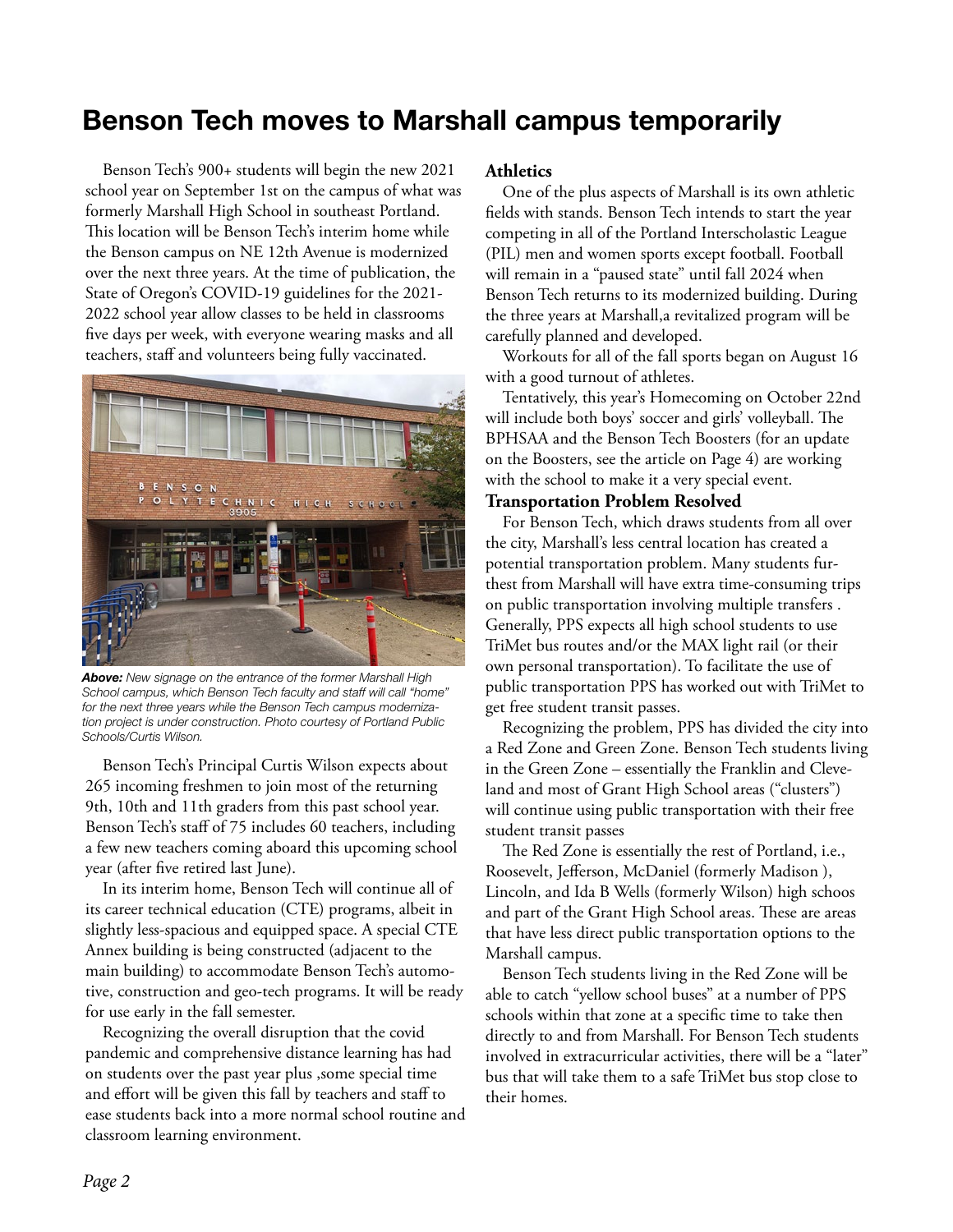# Benson Tech moves to Marshall campus temporarily

Benson Tech's 900+ students will begin the new 2021 school year on September 1st on the campus of what was formerly Marshall High School in southeast Portland. This location will be Benson Tech's interim home while the Benson campus on NE 12th Avenue is modernized over the next three years. At the time of publication, the State of Oregon's COVID-19 guidelines for the 2021-2022 school year allow classes to be held in classrooms five days per week, with everyone wearing masks and all teachers, staff and volunteers being fully vaccinated.

***Above:*** *New signage on the entrance of the former Marshall High School campus, which Benson Tech faculty and staff will call "home" for the next three years while the Benson Tech campus modernization project is under construction. Photo courtesy of Portland Public Schools/Curtis Wilson.*

Benson Tech's Principal Curtis Wilson expects about 265 incoming freshmen to join most of the returning 9th, 10th and 11th graders from this past school year. Benson Tech's staff of 75 includes 60 teachers, including a few new teachers coming aboard this upcoming school year (after five retired last June).

In its interim home, Benson Tech will continue all of its career technical education (CTE) programs, albeit in slightly less-spacious and equipped space. A special CTE Annex building is being constructed (adjacent to the main building) to accommodate Benson Tech's automotive, construction and geo-tech programs. It will be ready for use early in the fall semester.

Recognizing the overall disruption that the covid pandemic and comprehensive distance learning has had on students over the past year plus ,some special time and effort will be given this fall by teachers and staff to ease students back into a more normal school routine and classroom learning environment.

**Athletics**

One of the plus aspects of Marshall is its own athletic fields with stands. Benson Tech intends to start the year competing in all of the Portland Interscholastic League (PIL) men and women sports except football. Football will remain in a "paused state" until fall 2024 when Benson Tech returns to its modernized building. During the three years at Marshall,a revitalized program will be carefully planned and developed.

Workouts for all of the fall sports began on August 16 with a good turnout of athletes.

Tentatively, this year's Homecoming on October 22nd will include both boys' soccer and girls' volleyball. The BPHSAA and the Benson Tech Boosters (for an update on the Boosters, see the article on Page 4) are working with the school to make it a very special event.

**Transportation Problem Resolved**

For Benson Tech, which draws students from all over the city, Marshall's less central location has created a potential transportation problem. Many students furthest from Marshall will have extra time-consuming trips on public transportation involving multiple transfers . Generally, PPS expects all high school students to use TriMet bus routes and/or the MAX light rail (or their own personal transportation). To facilitate the use of public transportation PPS has worked out with TriMet to get free student transit passes.

Recognizing the problem, PPS has divided the city into a Red Zone and Green Zone. Benson Tech students living in the Green Zone – essentially the Franklin and Cleveland and most of Grant High School areas ("clusters") will continue using public transportation with their free student transit passes

The Red Zone is essentially the rest of Portland, i.e., Roosevelt, Jefferson, McDaniel (formerly Madison ), Lincoln, and Ida B Wells (formerly Wilson) high schoos and part of the Grant High School areas. These are areas that have less direct public transportation options to the Marshall campus.

Benson Tech students living in the Red Zone will be able to catch "yellow school buses" at a number of PPS schools within that zone at a specific time to take then directly to and from Marshall. For Benson Tech students involved in extracurricular activities, there will be a "later" bus that will take them to a safe TriMet bus stop close to their homes.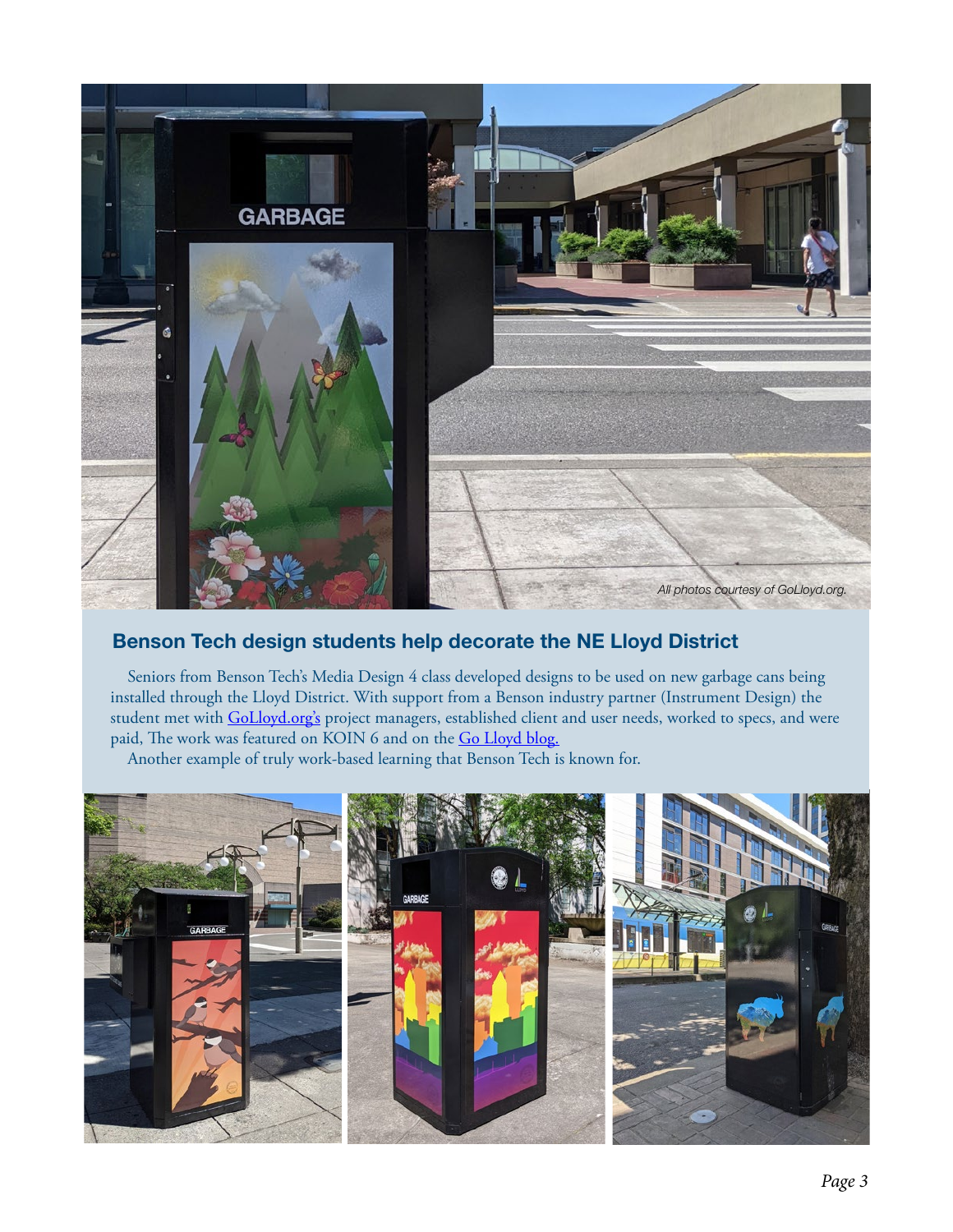*All photos courtesy of GoLloyd.org.*

## Benson Tech design students help decorate the NE Lloyd District

Seniors from Benson Tech's Media Design 4 class developed designs to be used on new garbage cans being installed through the Lloyd District. With support from a Benson industry partner (Instrument Design) the student met with GoLloyd.org's project managers, established client and user needs, worked to specs, and were paid, The work was featured on KOIN 6 and on the Go Lloyd blog.

Another example of truly work-based learning that Benson Tech is known for.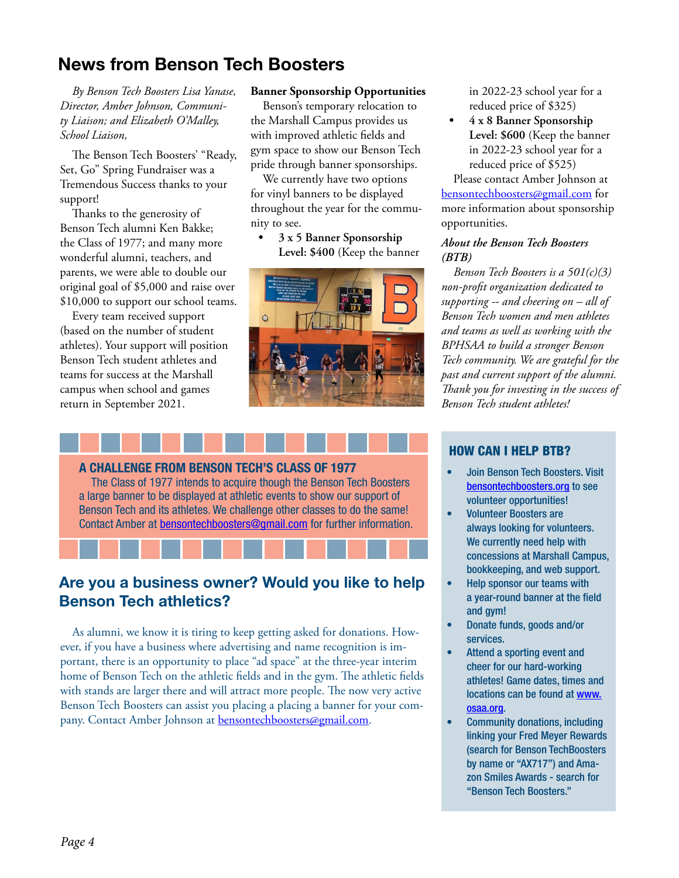# News from Benson Tech Boosters

*By Benson Tech Boosters Lisa Yanase, Director, Amber Johnson, Community Liaison; and Elizabeth O'Malley, School Liaison,*

The Benson Tech Boosters' "Ready, Set, Go" Spring Fundraiser was a Tremendous Success thanks to your support!

Thanks to the generosity of Benson Tech alumni Ken Bakke; the Class of 1977; and many more wonderful alumni, teachers, and parents, we were able to double our original goal of $5,000 and raise over $10,000 to support our school teams.

Every team received support (based on the number of student athletes). Your support will position Benson Tech student athletes and teams for success at the Marshall campus when school and games return in September 2021.

**Banner Sponsorship Opportunities**

Benson's temporary relocation to the Marshall Campus provides us with improved athletic fields and gym space to show our Benson Tech pride through banner sponsorships.

We currently have two options for vinyl banners to be displayed throughout the year for the community to see.

- **3 x 5 Banner Sponsorship Level: $400** (Keep the banner in 2022-23 school year for a reduced price of $325)
- **4 x 8 Banner Sponsorship Level: $600** (Keep the banner in 2022-23 school year for a reduced price of $525)

Please contact Amber Johnson at bensontechboosters@gmail.com for more information about sponsorship opportunities.

***About the Benson Tech Boosters (BTB)***

*Benson Tech Boosters is a 501(c)(3) non-profit organization dedicated to supporting -- and cheering on – all of Benson Tech women and men athletes and teams as well as working with the BPHSAA to build a stronger Benson Tech community. We are grateful for the past and current support of the alumni. Thank you for investing in the success of Benson Tech student athletes!*

**A CHALLENGE FROM BENSON TECH'S CLASS OF 1977**

The Class of 1977 intends to acquire though the Benson Tech Boosters a large banner to be displayed at athletic events to show our support of Benson Tech and its athletes. We challenge other classes to do the same! Contact Amber at bensontechboosters@gmail.com for further information.

## Are you a business owner? Would you like to help Benson Tech athletics?

As alumni, we know it is tiring to keep getting asked for donations. However, if you have a business where advertising and name recognition is important, there is an opportunity to place "ad space" at the three-year interim home of Benson Tech on the athletic fields and in the gym. The athletic fields with stands are larger there and will attract more people. The now very active Benson Tech Boosters can assist you placing a placing a banner for your company. Contact Amber Johnson at bensontechboosters@gmail.com.

**HOW CAN I HELP BTB?**

- Join Benson Tech Boosters. Visit bensontechboosters.org to see volunteer opportunities!
- Volunteer Boosters are always looking for volunteers. We currently need help with concessions at Marshall Campus, bookkeeping, and web support.
- Help sponsor our teams with a year-round banner at the field and gym!
- Donate funds, goods and/or services.
- Attend a sporting event and cheer for our hard-working athletes! Game dates, times and locations can be found at www.osaa.org.
- Community donations, including linking your Fred Meyer Rewards (search for Benson TechBoosters by name or "AX717") and Amazon Smiles Awards - search for "Benson Tech Boosters."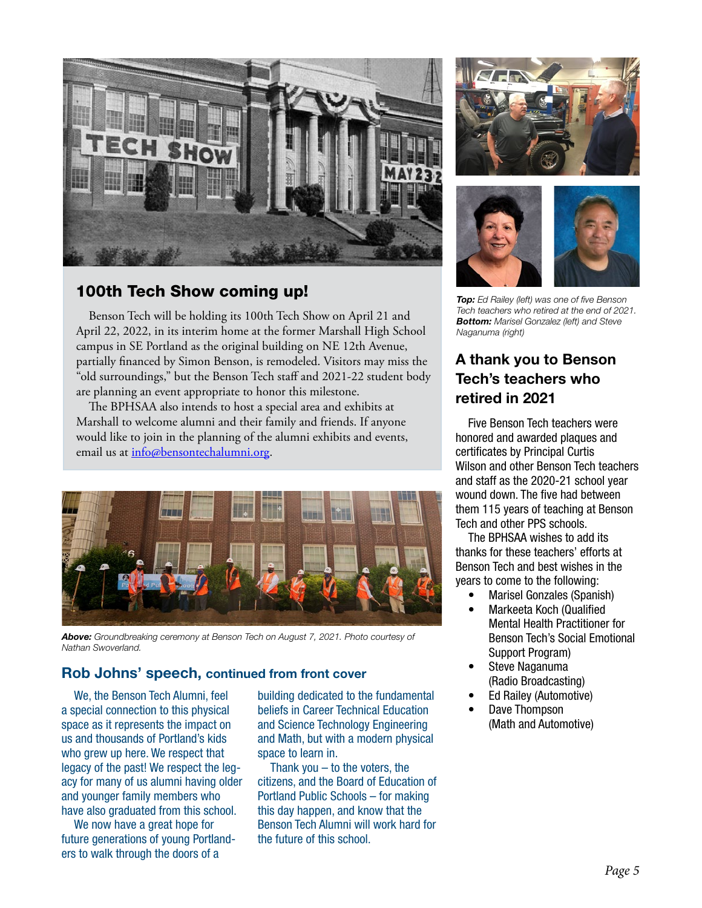## 100th Tech Show coming up!

Benson Tech will be holding its 100th Tech Show on April 21 and April 22, 2022, in its interim home at the former Marshall High School campus in SE Portland as the original building on NE 12th Avenue, partially financed by Simon Benson, is remodeled. Visitors may miss the "old surroundings," but the Benson Tech staff and 2021-22 student body are planning an event appropriate to honor this milestone.

The BPHSAA also intends to host a special area and exhibits at Marshall to welcome alumni and their family and friends. If anyone would like to join in the planning of the alumni exhibits and events, email us at [info@bensontechalumni.org](mailto:info@bensontechalumni.org).

***Above:*** *Groundbreaking ceremony at Benson Tech on August 7, 2021. Photo courtesy of Nathan Swoverland.*

## Rob Johns' speech, continued from front cover

We, the Benson Tech Alumni, feel a special connection to this physical space as it represents the impact on us and thousands of Portland's kids who grew up here. We respect that legacy of the past! We respect the legacy for many of us alumni having older and younger family members who have also graduated from this school.

We now have a great hope for future generations of young Portlanders to walk through the doors of a building dedicated to the fundamental beliefs in Career Technical Education and Science Technology Engineering and Math, but with a modern physical space to learn in.

Thank you – to the voters, the citizens, and the Board of Education of Portland Public Schools – for making this day happen, and know that the Benson Tech Alumni will work hard for the future of this school.

***Top:*** *Ed Railey (left) was one of five Benson Tech teachers who retired at the end of 2021.* ***Bottom:*** *Marisel Gonzalez (left) and Steve Naganuma (right)*

## A thank you to Benson Tech's teachers who retired in 2021

Five Benson Tech teachers were honored and awarded plaques and certificates by Principal Curtis Wilson and other Benson Tech teachers and staff as the 2020-21 school year wound down. The five had between them 115 years of teaching at Benson Tech and other PPS schools.

The BPHSAA wishes to add its thanks for these teachers' efforts at Benson Tech and best wishes in the years to come to the following:

- Marisel Gonzales (Spanish)
- Markeeta Koch (Qualified Mental Health Practitioner for Benson Tech's Social Emotional Support Program)
- Steve Naganuma (Radio Broadcasting)
- Ed Railey (Automotive)
- Dave Thompson (Math and Automotive)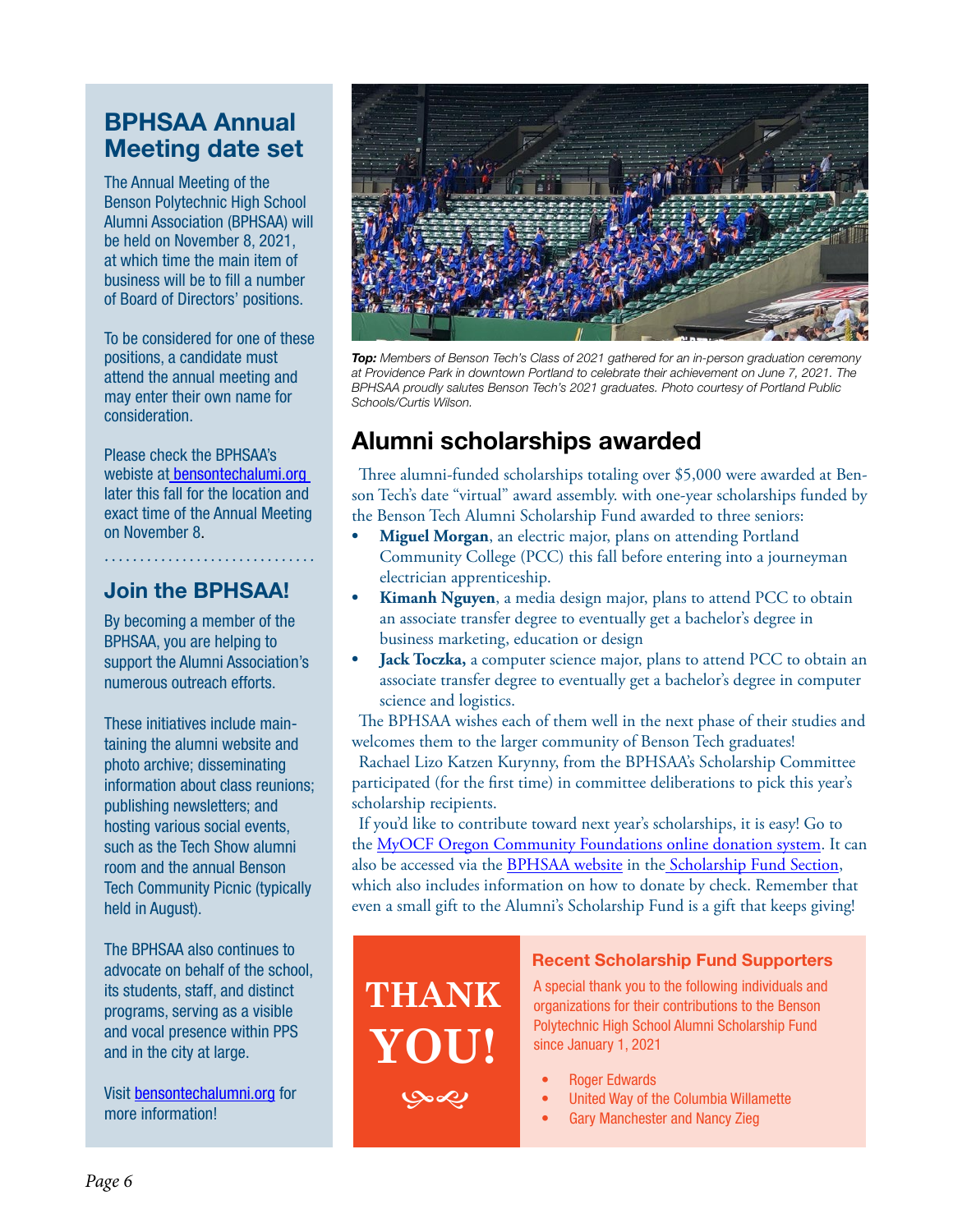## BPHSAA Annual Meeting date set

The Annual Meeting of the Benson Polytechnic High School Alumni Association (BPHSAA) will be held on November 8, 2021, at which time the main item of business will be to fill a number of Board of Directors' positions.

To be considered for one of these positions, a candidate must attend the annual meeting and may enter their own name for consideration.

Please check the BPHSAA's webiste at bensontechalumi.org later this fall for the location and exact time of the Annual Meeting on November 8.

## Join the BPHSAA!

By becoming a member of the BPHSAA, you are helping to support the Alumni Association's numerous outreach efforts.

These initiatives include maintaining the alumni website and photo archive; disseminating information about class reunions; publishing newsletters; and hosting various social events, such as the Tech Show alumni room and the annual Benson Tech Community Picnic (typically held in August).

The BPHSAA also continues to advocate on behalf of the school, its students, staff, and distinct programs, serving as a visible and vocal presence within PPS and in the city at large.

Visit bensontechalumni.org for more information!

***Top:*** *Members of Benson Tech's Class of 2021 gathered for an in-person graduation ceremony at Providence Park in downtown Portland to celebrate their achievement on June 7, 2021. The BPHSAA proudly salutes Benson Tech's 2021 graduates. Photo courtesy of Portland Public Schools/Curtis Wilson.*

## Alumni scholarships awarded

Three alumni-funded scholarships totaling over $5,000 were awarded at Benson Tech's date "virtual" award assembly. with one-year scholarships funded by the Benson Tech Alumni Scholarship Fund awarded to three seniors:

- **Miguel Morgan**, an electric major, plans on attending Portland Community College (PCC) this fall before entering into a journeyman electrician apprenticeship.
- **Kimanh Nguyen**, a media design major, plans to attend PCC to obtain an associate transfer degree to eventually get a bachelor's degree in business marketing, education or design
- **Jack Toczka,** a computer science major, plans to attend PCC to obtain an associate transfer degree to eventually get a bachelor's degree in computer science and logistics.

The BPHSAA wishes each of them well in the next phase of their studies and welcomes them to the larger community of Benson Tech graduates!

Rachael Lizo Katzen Kurynny, from the BPHSAA's Scholarship Committee participated (for the first time) in committee deliberations to pick this year's scholarship recipients.

If you'd like to contribute toward next year's scholarships, it is easy! Go to the MyOCF Oregon Community Foundations online donation system. It can also be accessed via the BPHSAA website in the Scholarship Fund Section, which also includes information on how to donate by check. Remember that even a small gift to the Alumni's Scholarship Fund is a gift that keeps giving!

**THANK YOU!**

### Recent Scholarship Fund Supporters

A special thank you to the following individuals and organizations for their contributions to the Benson Polytechnic High School Alumni Scholarship Fund since January 1, 2021

- Roger Edwards
- United Way of the Columbia Willamette
- Gary Manchester and Nancy Zieg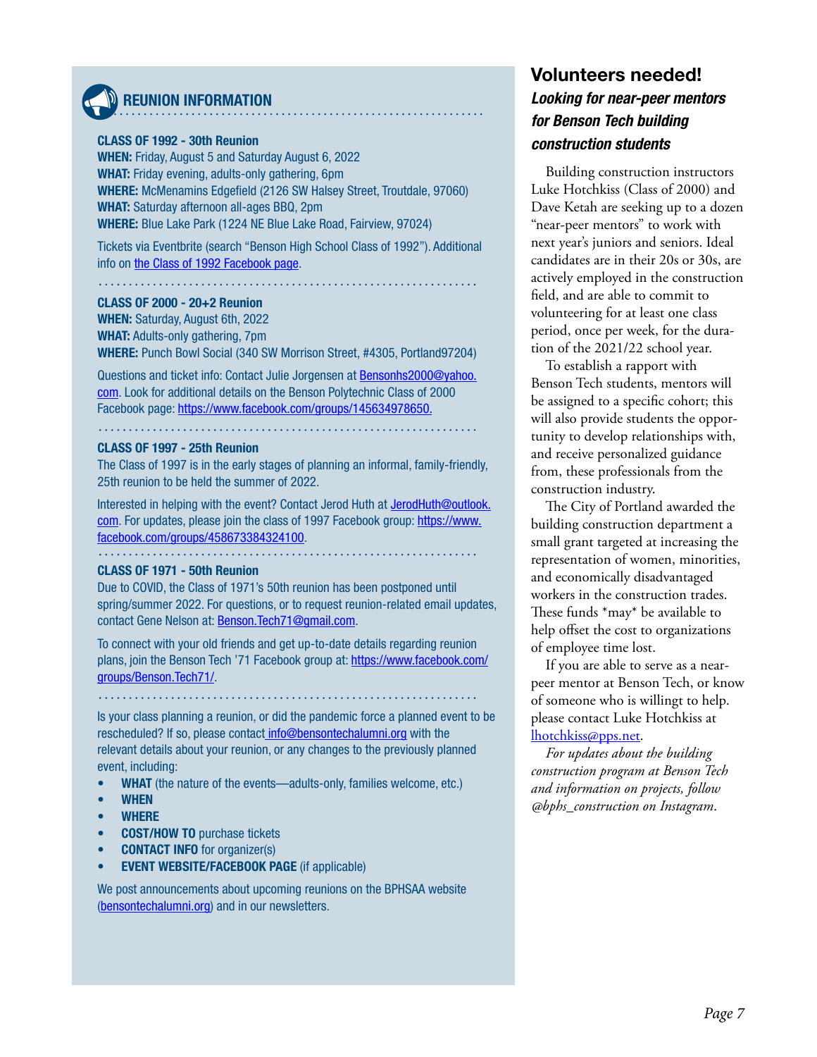## REUNION INFORMATION

**CLASS OF 1992 - 30th Reunion**
**WHEN:** Friday, August 5 and Saturday August 6, 2022
**WHAT:** Friday evening, adults-only gathering, 6pm
**WHERE:** McMenamins Edgefield (2126 SW Halsey Street, Troutdale, 97060)
**WHAT:** Saturday afternoon all-ages BBQ, 2pm
**WHERE:** Blue Lake Park (1224 NE Blue Lake Road, Fairview, 97024)

Tickets via Eventbrite (search "Benson High School Class of 1992"). Additional info on the Class of 1992 Facebook page.

**CLASS OF 2000 - 20+2 Reunion**
**WHEN:** Saturday, August 6th, 2022
**WHAT:** Adults-only gathering, 7pm
**WHERE:** Punch Bowl Social (340 SW Morrison Street, #4305, Portland97204)

Questions and ticket info: Contact Julie Jorgensen at Bensonhs2000@yahoo.com. Look for additional details on the Benson Polytechnic Class of 2000 Facebook page: https://www.facebook.com/groups/145634978650.

**CLASS OF 1997 - 25th Reunion**
The Class of 1997 is in the early stages of planning an informal, family-friendly, 25th reunion to be held the summer of 2022.

Interested in helping with the event? Contact Jerod Huth at JerodHuth@outlook.com. For updates, please join the class of 1997 Facebook group: https://www.facebook.com/groups/458673384324100.

**CLASS OF 1971 - 50th Reunion**
Due to COVID, the Class of 1971's 50th reunion has been postponed until spring/summer 2022. For questions, or to request reunion-related email updates, contact Gene Nelson at: Benson.Tech71@gmail.com.

To connect with your old friends and get up-to-date details regarding reunion plans, join the Benson Tech '71 Facebook group at: https://www.facebook.com/groups/Benson.Tech71/.

Is your class planning a reunion, or did the pandemic force a planned event to be rescheduled? If so, please contact info@bensontechalumni.org with the relevant details about your reunion, or any changes to the previously planned event, including:

- **WHAT** (the nature of the events—adults-only, families welcome, etc.)
- **WHEN**
- **WHERE**
- **COST/HOW TO** purchase tickets
- **CONTACT INFO** for organizer(s)
- **EVENT WEBSITE/FACEBOOK PAGE** (if applicable)

We post announcements about upcoming reunions on the BPHSAA website (bensontechalumni.org) and in our newsletters.

## Volunteers needed!

### *Looking for near-peer mentors for Benson Tech building construction students*

Building construction instructors Luke Hotchkiss (Class of 2000) and Dave Ketah are seeking up to a dozen "near-peer mentors" to work with next year's juniors and seniors. Ideal candidates are in their 20s or 30s, are actively employed in the construction field, and are able to commit to volunteering for at least one class period, once per week, for the duration of the 2021/22 school year.

To establish a rapport with Benson Tech students, mentors will be assigned to a specific cohort; this will also provide students the opportunity to develop relationships with, and receive personalized guidance from, these professionals from the construction industry.

The City of Portland awarded the building construction department a small grant targeted at increasing the representation of women, minorities, and economically disadvantaged workers in the construction trades. These funds *may* be available to help offset the cost to organizations of employee time lost.

If you are able to serve as a near-peer mentor at Benson Tech, or know of someone who is willingt to help. please contact Luke Hotchkiss at lhotchkiss@pps.net.

*For updates about the building construction program at Benson Tech and information on projects, follow @bphs_construction on Instagram.*